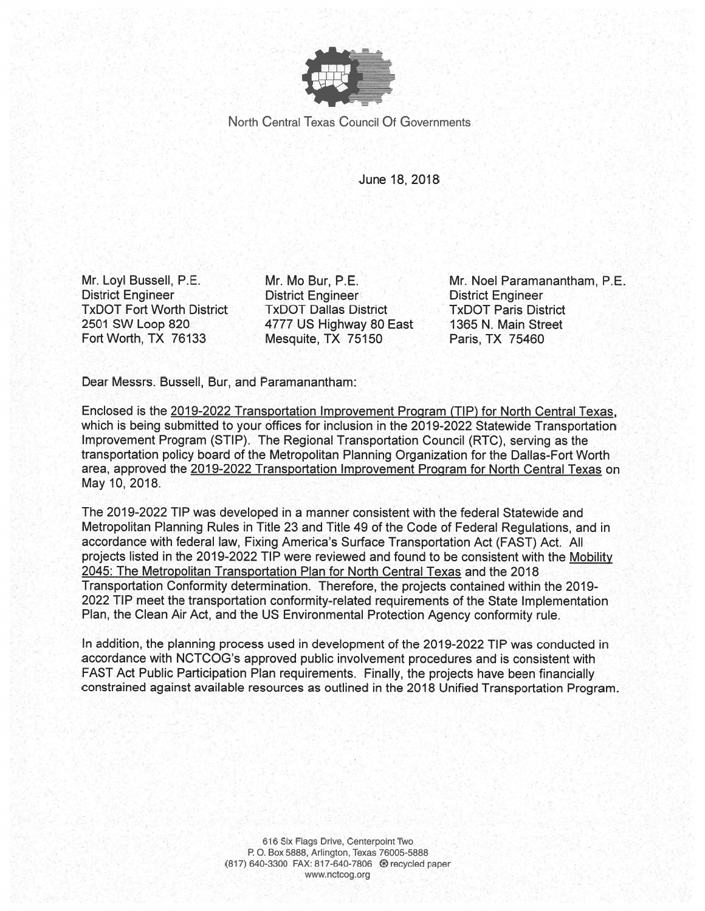North Central Texas Council Of Governments

June 18, 2018

Mr. Loyl Bussell, P.E.
District Engineer
TxDOT Fort Worth District
2501 SW Loop 820
Fort Worth, TX 76133

Mr. Mo Bur, P.E.
District Engineer
TxDOT Dallas District
4777 US Highway 80 East
Mesquite, TX 75150

Mr. Noel Paramanantham, P.E.
District Engineer
TxDOT Paris District
1365 N. Main Street
Paris, TX 75460

Dear Messrs. Bussell, Bur, and Paramanantham:

Enclosed is the <u>2019-2022 Transportation Improvement Program (TIP) for North Central Texas</u>, which is being submitted to your offices for inclusion in the 2019-2022 Statewide Transportation Improvement Program (STIP). The Regional Transportation Council (RTC), serving as the transportation policy board of the Metropolitan Planning Organization for the Dallas-Fort Worth area, approved the <u>2019-2022 Transportation Improvement Program for North Central Texas</u> on May 10, 2018.

The 2019-2022 TIP was developed in a manner consistent with the federal Statewide and Metropolitan Planning Rules in Title 23 and Title 49 of the Code of Federal Regulations, and in accordance with federal law, Fixing America's Surface Transportation Act (FAST) Act. All projects listed in the 2019-2022 TIP were reviewed and found to be consistent with the <u>Mobility 2045: The Metropolitan Transportation Plan for North Central Texas</u> and the 2018 Transportation Conformity determination. Therefore, the projects contained within the 2019-2022 TIP meet the transportation conformity-related requirements of the State Implementation Plan, the Clean Air Act, and the US Environmental Protection Agency conformity rule.

In addition, the planning process used in development of the 2019-2022 TIP was conducted in accordance with NCTCOG's approved public involvement procedures and is consistent with FAST Act Public Participation Plan requirements. Finally, the projects have been financially constrained against available resources as outlined in the 2018 Unified Transportation Program.

616 Six Flags Drive, Centerpoint Two
P. O. Box 5888, Arlington, Texas 76005-5888
(817) 640-3300 FAX: 817-640-7806 ♻ recycled paper
www.nctcog.org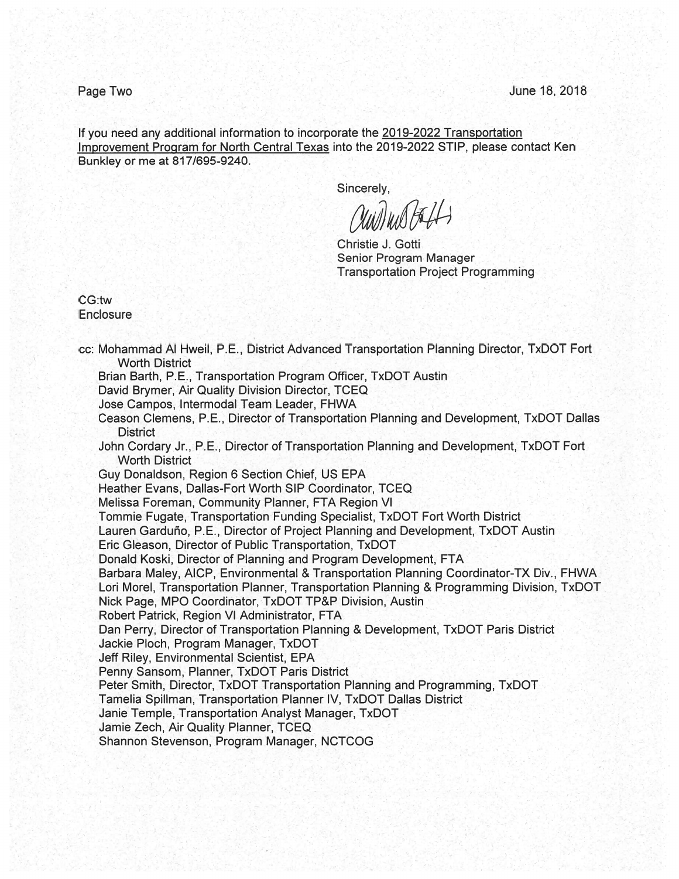If you need any additional information to incorporate the 2019-2022 Transportation Improvement Program for North Central Texas into the 2019-2022 STIP, please contact Ken Bunkley or me at 817/695-9240.

Sincerely,

Christie J. Gotti
Senior Program Manager
Transportation Project Programming

CG:tw
Enclosure

cc: Mohammad Al Hweil, P.E., District Advanced Transportation Planning Director, TxDOT Fort Worth District
Brian Barth, P.E., Transportation Program Officer, TxDOT Austin
David Brymer, Air Quality Division Director, TCEQ
Jose Campos, Intermodal Team Leader, FHWA
Ceason Clemens, P.E., Director of Transportation Planning and Development, TxDOT Dallas District
John Cordary Jr., P.E., Director of Transportation Planning and Development, TxDOT Fort Worth District
Guy Donaldson, Region 6 Section Chief, US EPA
Heather Evans, Dallas-Fort Worth SIP Coordinator, TCEQ
Melissa Foreman, Community Planner, FTA Region VI
Tommie Fugate, Transportation Funding Specialist, TxDOT Fort Worth District
Lauren Garduño, P.E., Director of Project Planning and Development, TxDOT Austin
Eric Gleason, Director of Public Transportation, TxDOT
Donald Koski, Director of Planning and Program Development, FTA
Barbara Maley, AICP, Environmental & Transportation Planning Coordinator-TX Div., FHWA
Lori Morel, Transportation Planner, Transportation Planning & Programming Division, TxDOT
Nick Page, MPO Coordinator, TxDOT TP&P Division, Austin
Robert Patrick, Region VI Administrator, FTA
Dan Perry, Director of Transportation Planning & Development, TxDOT Paris District
Jackie Ploch, Program Manager, TxDOT
Jeff Riley, Environmental Scientist, EPA
Penny Sansom, Planner, TxDOT Paris District
Peter Smith, Director, TxDOT Transportation Planning and Programming, TxDOT
Tamelia Spillman, Transportation Planner IV, TxDOT Dallas District
Janie Temple, Transportation Analyst Manager, TxDOT
Jamie Zech, Air Quality Planner, TCEQ
Shannon Stevenson, Program Manager, NCTCOG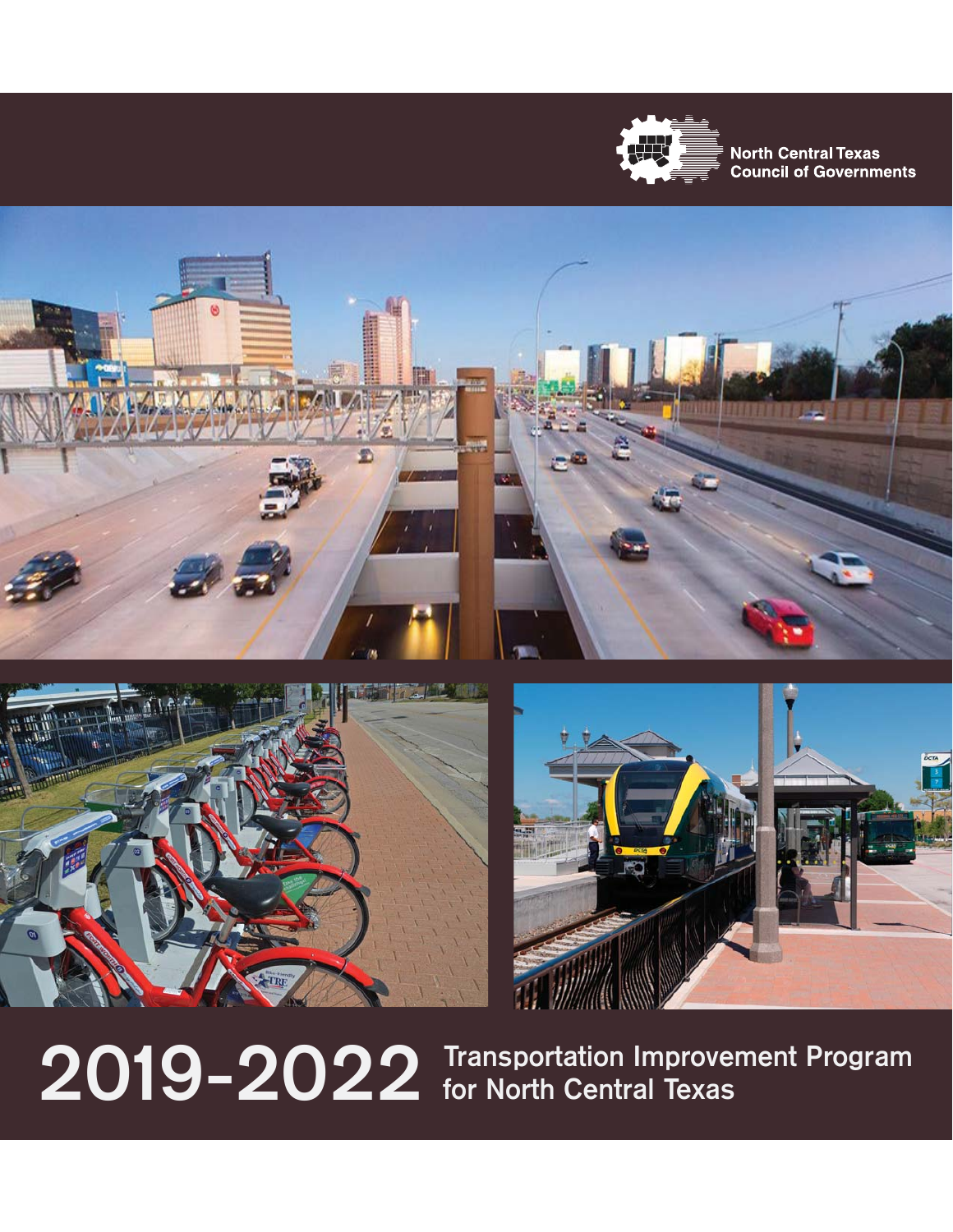North Central Texas Council of Governments

# 2019-2022 Transportation Improvement Program for North Central Texas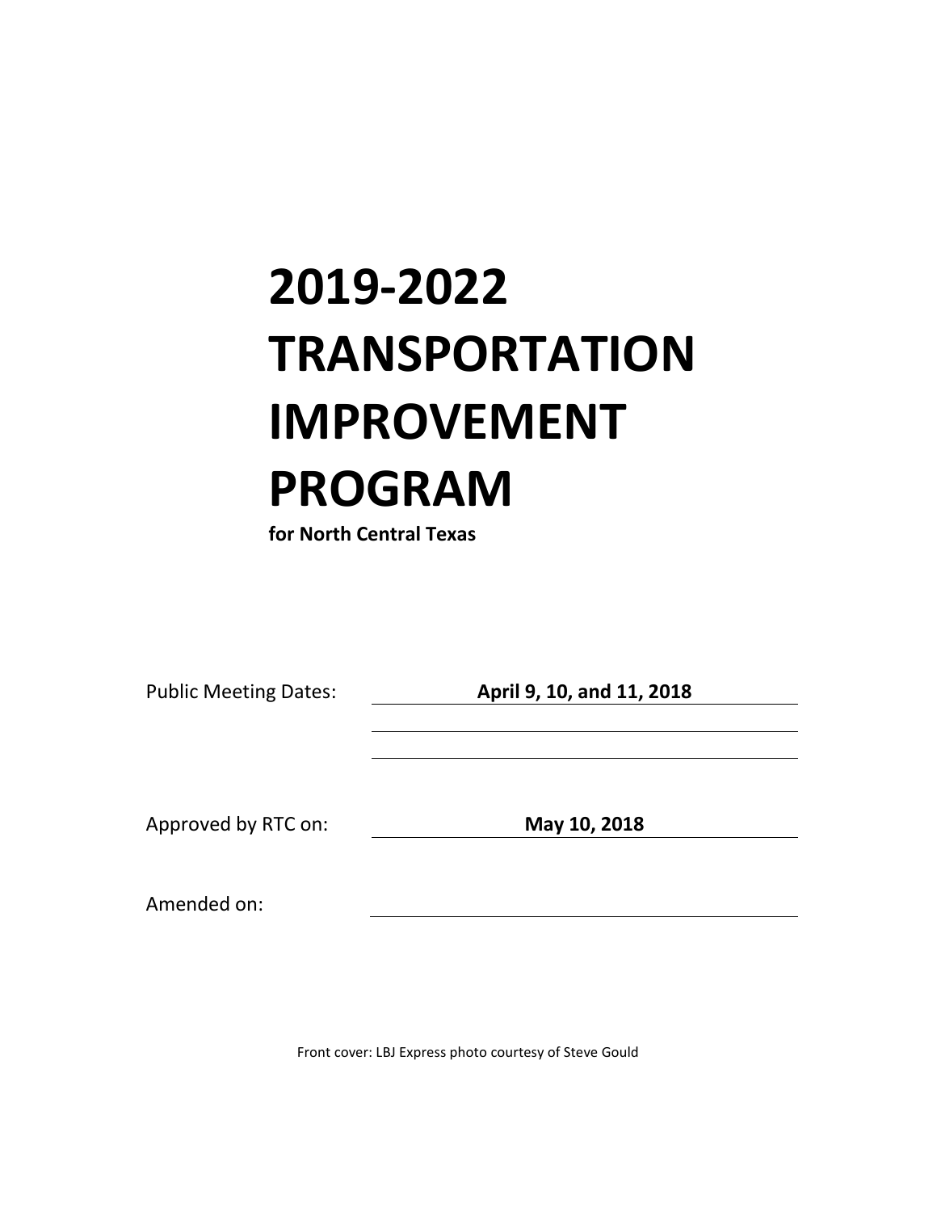# 2019-2022 TRANSPORTATION IMPROVEMENT PROGRAM

**for North Central Texas**

| | |
|---|---|
| Public Meeting Dates: | **April 9, 10, and 11, 2018** |
| | |
| | |
| Approved by RTC on: | **May 10, 2018** |
| Amended on: | |

Front cover: LBJ Express photo courtesy of Steve Gould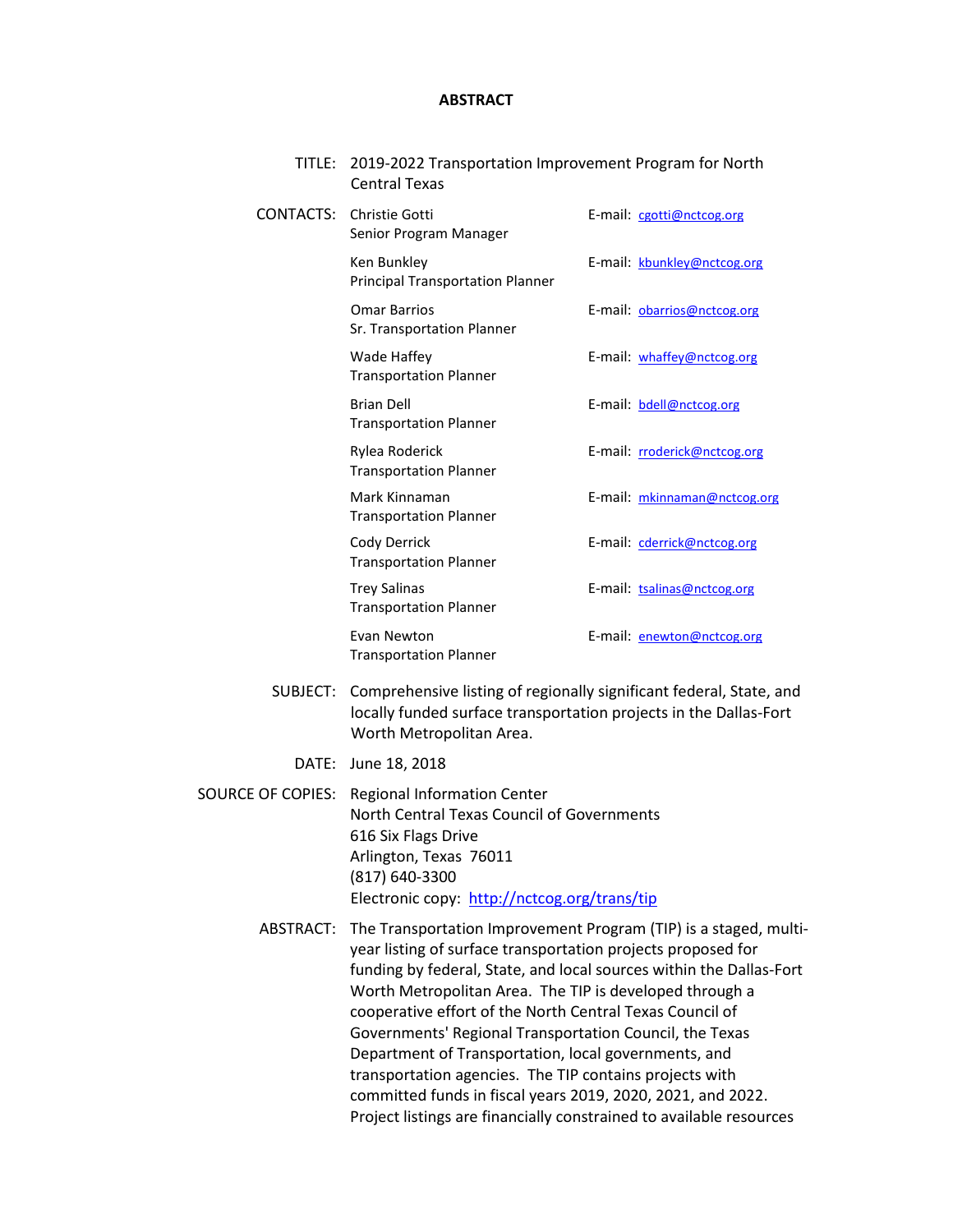# ABSTRACT

| | |
|---|---|
| TITLE: | 2019-2022 Transportation Improvement Program for North Central Texas |
| CONTACTS: | Christie Gotti<br>Senior Program Manager — E-mail: cgotti@nctcog.org |
| | Ken Bunkley<br>Principal Transportation Planner — E-mail: kbunkley@nctcog.org |
| | Omar Barrios<br>Sr. Transportation Planner — E-mail: obarrios@nctcog.org |
| | Wade Haffey<br>Transportation Planner — E-mail: whaffey@nctcog.org |
| | Brian Dell<br>Transportation Planner — E-mail: bdell@nctcog.org |
| | Rylea Roderick<br>Transportation Planner — E-mail: rroderick@nctcog.org |
| | Mark Kinnaman<br>Transportation Planner — E-mail: mkinnaman@nctcog.org |
| | Cody Derrick<br>Transportation Planner — E-mail: cderrick@nctcog.org |
| | Trey Salinas<br>Transportation Planner — E-mail: tsalinas@nctcog.org |
| | Evan Newton<br>Transportation Planner — E-mail: enewton@nctcog.org |
| SUBJECT: | Comprehensive listing of regionally significant federal, State, and locally funded surface transportation projects in the Dallas-Fort Worth Metropolitan Area. |
| DATE: | June 18, 2018 |
| SOURCE OF COPIES: | Regional Information Center<br>North Central Texas Council of Governments<br>616 Six Flags Drive<br>Arlington, Texas 76011<br>(817) 640-3300<br>Electronic copy: http://nctcog.org/trans/tip |
| ABSTRACT: | The Transportation Improvement Program (TIP) is a staged, multi-year listing of surface transportation projects proposed for funding by federal, State, and local sources within the Dallas-Fort Worth Metropolitan Area. The TIP is developed through a cooperative effort of the North Central Texas Council of Governments' Regional Transportation Council, the Texas Department of Transportation, local governments, and transportation agencies. The TIP contains projects with committed funds in fiscal years 2019, 2020, 2021, and 2022. Project listings are financially constrained to available resources |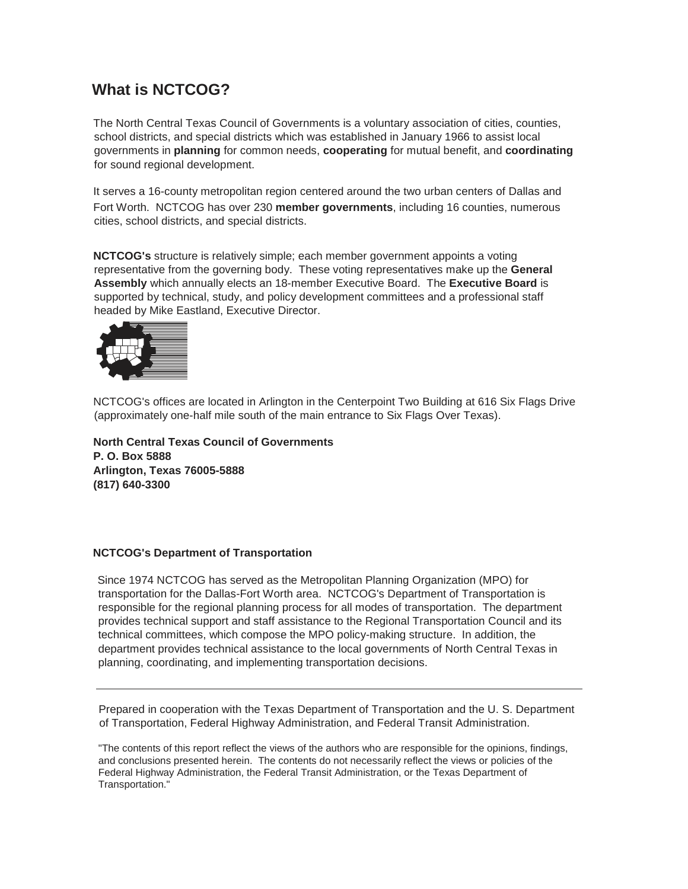## What is NCTCOG?

The North Central Texas Council of Governments is a voluntary association of cities, counties, school districts, and special districts which was established in January 1966 to assist local governments in **planning** for common needs, **cooperating** for mutual benefit, and **coordinating** for sound regional development.

It serves a 16-county metropolitan region centered around the two urban centers of Dallas and Fort Worth. NCTCOG has over 230 **member governments**, including 16 counties, numerous cities, school districts, and special districts.

**NCTCOG's** structure is relatively simple; each member government appoints a voting representative from the governing body. These voting representatives make up the **General Assembly** which annually elects an 18-member Executive Board. The **Executive Board** is supported by technical, study, and policy development committees and a professional staff headed by Mike Eastland, Executive Director.

NCTCOG's offices are located in Arlington in the Centerpoint Two Building at 616 Six Flags Drive (approximately one-half mile south of the main entrance to Six Flags Over Texas).

**North Central Texas Council of Governments**
**P. O. Box 5888**
**Arlington, Texas 76005-5888**
**(817) 640-3300**

### NCTCOG's Department of Transportation

Since 1974 NCTCOG has served as the Metropolitan Planning Organization (MPO) for transportation for the Dallas-Fort Worth area. NCTCOG's Department of Transportation is responsible for the regional planning process for all modes of transportation. The department provides technical support and staff assistance to the Regional Transportation Council and its technical committees, which compose the MPO policy-making structure. In addition, the department provides technical assistance to the local governments of North Central Texas in planning, coordinating, and implementing transportation decisions.

---

Prepared in cooperation with the Texas Department of Transportation and the U. S. Department of Transportation, Federal Highway Administration, and Federal Transit Administration.

"The contents of this report reflect the views of the authors who are responsible for the opinions, findings, and conclusions presented herein. The contents do not necessarily reflect the views or policies of the Federal Highway Administration, the Federal Transit Administration, or the Texas Department of Transportation."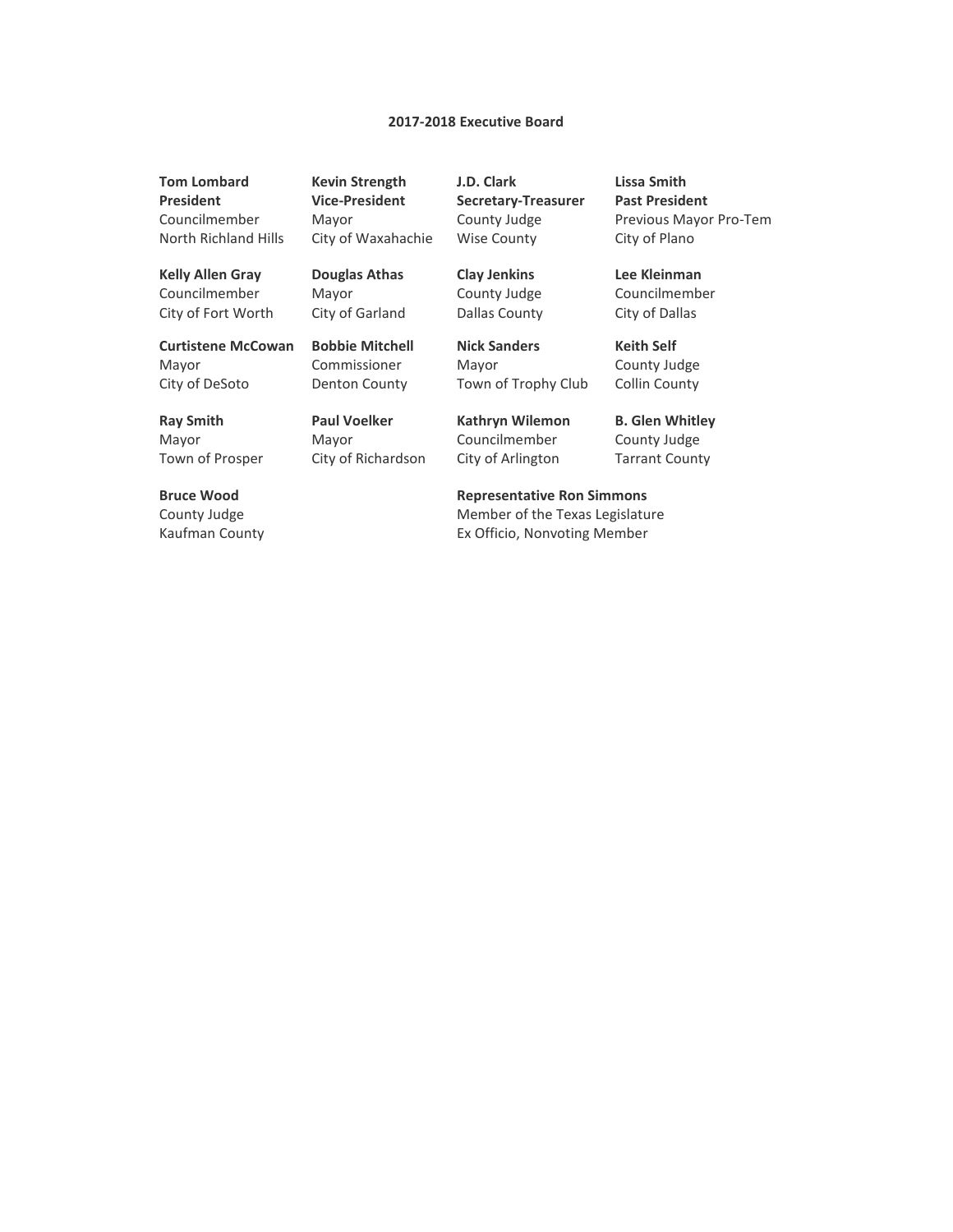**2017-2018 Executive Board**

**Tom Lombard**
**President**
Councilmember
North Richland Hills

**Kevin Strength**
**Vice-President**
Mayor
City of Waxahachie

**J.D. Clark**
**Secretary-Treasurer**
County Judge
Wise County

**Lissa Smith**
**Past President**
Previous Mayor Pro-Tem
City of Plano

**Kelly Allen Gray**
Councilmember
City of Fort Worth

**Douglas Athas**
Mayor
City of Garland

**Clay Jenkins**
County Judge
Dallas County

**Lee Kleinman**
Councilmember
City of Dallas

**Curtistene McCowan**
Mayor
City of DeSoto

**Bobbie Mitchell**
Commissioner
Denton County

**Nick Sanders**
Mayor
Town of Trophy Club

**Keith Self**
County Judge
Collin County

**Ray Smith**
Mayor
Town of Prosper

**Paul Voelker**
Mayor
City of Richardson

**Kathryn Wilemon**
Councilmember
City of Arlington

**B. Glen Whitley**
County Judge
Tarrant County

**Bruce Wood**
County Judge
Kaufman County

**Representative Ron Simmons**
Member of the Texas Legislature
Ex Officio, Nonvoting Member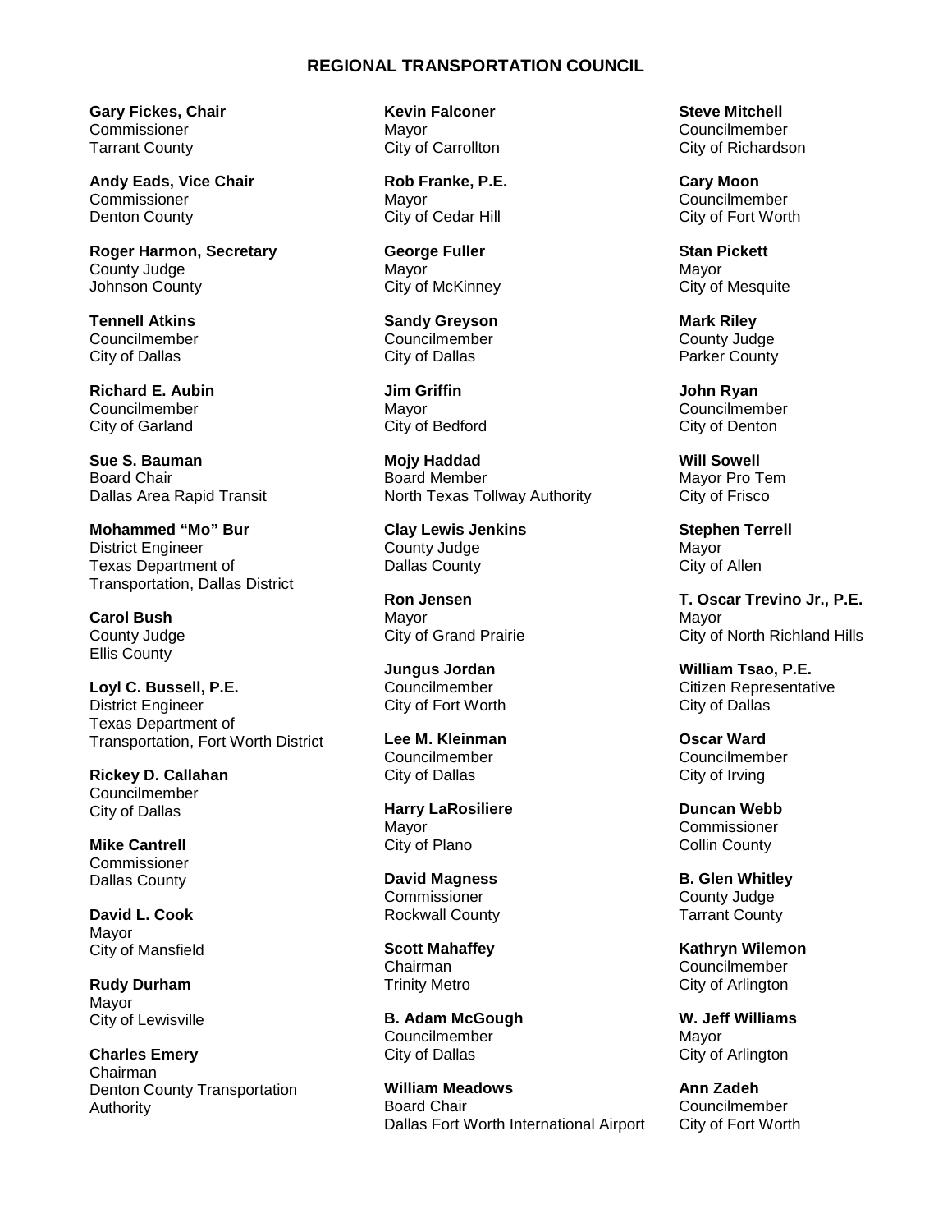# REGIONAL TRANSPORTATION COUNCIL

**Gary Fickes, Chair**
Commissioner
Tarrant County

**Andy Eads, Vice Chair**
Commissioner
Denton County

**Roger Harmon, Secretary**
County Judge
Johnson County

**Tennell Atkins**
Councilmember
City of Dallas

**Richard E. Aubin**
Councilmember
City of Garland

**Sue S. Bauman**
Board Chair
Dallas Area Rapid Transit

**Mohammed "Mo" Bur**
District Engineer
Texas Department of Transportation, Dallas District

**Carol Bush**
County Judge
Ellis County

**Loyl C. Bussell, P.E.**
District Engineer
Texas Department of Transportation, Fort Worth District

**Rickey D. Callahan**
Councilmember
City of Dallas

**Mike Cantrell**
Commissioner
Dallas County

**David L. Cook**
Mayor
City of Mansfield

**Rudy Durham**
Mayor
City of Lewisville

**Charles Emery**
Chairman
Denton County Transportation Authority

**Kevin Falconer**
Mayor
City of Carrollton

**Rob Franke, P.E.**
Mayor
City of Cedar Hill

**George Fuller**
Mayor
City of McKinney

**Sandy Greyson**
Councilmember
City of Dallas

**Jim Griffin**
Mayor
City of Bedford

**Mojy Haddad**
Board Member
North Texas Tollway Authority

**Clay Lewis Jenkins**
County Judge
Dallas County

**Ron Jensen**
Mayor
City of Grand Prairie

**Jungus Jordan**
Councilmember
City of Fort Worth

**Lee M. Kleinman**
Councilmember
City of Dallas

**Harry LaRosiliere**
Mayor
City of Plano

**David Magness**
Commissioner
Rockwall County

**Scott Mahaffey**
Chairman
Trinity Metro

**B. Adam McGough**
Councilmember
City of Dallas

**William Meadows**
Board Chair
Dallas Fort Worth International Airport

**Steve Mitchell**
Councilmember
City of Richardson

**Cary Moon**
Councilmember
City of Fort Worth

**Stan Pickett**
Mayor
City of Mesquite

**Mark Riley**
County Judge
Parker County

**John Ryan**
Councilmember
City of Denton

**Will Sowell**
Mayor Pro Tem
City of Frisco

**Stephen Terrell**
Mayor
City of Allen

**T. Oscar Trevino Jr., P.E.**
Mayor
City of North Richland Hills

**William Tsao, P.E.**
Citizen Representative
City of Dallas

**Oscar Ward**
Councilmember
City of Irving

**Duncan Webb**
Commissioner
Collin County

**B. Glen Whitley**
County Judge
Tarrant County

**Kathryn Wilemon**
Councilmember
City of Arlington

**W. Jeff Williams**
Mayor
City of Arlington

**Ann Zadeh**
Councilmember
City of Fort Worth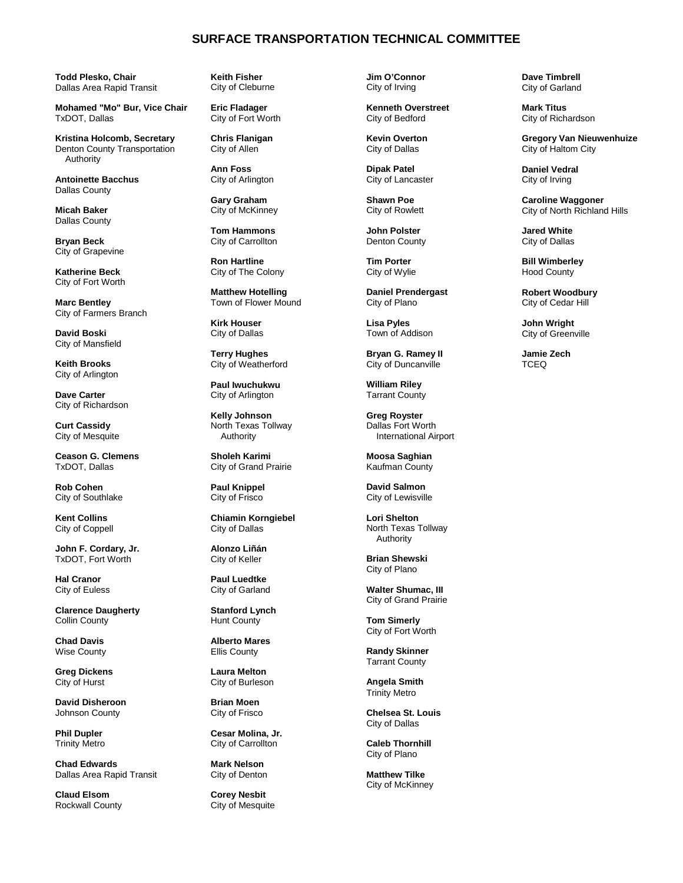# SURFACE TRANSPORTATION TECHNICAL COMMITTEE

**Todd Plesko, Chair**
Dallas Area Rapid Transit

**Mohamed "Mo" Bur, Vice Chair**
TxDOT, Dallas

**Kristina Holcomb, Secretary**
Denton County Transportation Authority

**Antoinette Bacchus**
Dallas County

**Micah Baker**
Dallas County

**Bryan Beck**
City of Grapevine

**Katherine Beck**
City of Fort Worth

**Marc Bentley**
City of Farmers Branch

**David Boski**
City of Mansfield

**Keith Brooks**
City of Arlington

**Dave Carter**
City of Richardson

**Curt Cassidy**
City of Mesquite

**Ceason G. Clemens**
TxDOT, Dallas

**Rob Cohen**
City of Southlake

**Kent Collins**
City of Coppell

**John F. Cordary, Jr.**
TxDOT, Fort Worth

**Hal Cranor**
City of Euless

**Clarence Daugherty**
Collin County

**Chad Davis**
Wise County

**Greg Dickens**
City of Hurst

**David Disheroon**
Johnson County

**Phil Dupler**
Trinity Metro

**Chad Edwards**
Dallas Area Rapid Transit

**Claud Elsom**
Rockwall County

**Keith Fisher**
City of Cleburne

**Eric Fladager**
City of Fort Worth

**Chris Flanigan**
City of Allen

**Ann Foss**
City of Arlington

**Gary Graham**
City of McKinney

**Tom Hammons**
City of Carrollton

**Ron Hartline**
City of The Colony

**Matthew Hotelling**
Town of Flower Mound

**Kirk Houser**
City of Dallas

**Terry Hughes**
City of Weatherford

**Paul Iwuchukwu**
City of Arlington

**Kelly Johnson**
North Texas Tollway Authority

**Sholeh Karimi**
City of Grand Prairie

**Paul Knippel**
City of Frisco

**Chiamin Korngiebel**
City of Dallas

**Alonzo Liñán**
City of Keller

**Paul Luedtke**
City of Garland

**Stanford Lynch**
Hunt County

**Alberto Mares**
Ellis County

**Laura Melton**
City of Burleson

**Brian Moen**
City of Frisco

**Cesar Molina, Jr.**
City of Carrollton

**Mark Nelson**
City of Denton

**Corey Nesbit**
City of Mesquite

**Jim O'Connor**
City of Irving

**Kenneth Overstreet**
City of Bedford

**Kevin Overton**
City of Dallas

**Dipak Patel**
City of Lancaster

**Shawn Poe**
City of Rowlett

**John Polster**
Denton County

**Tim Porter**
City of Wylie

**Daniel Prendergast**
City of Plano

**Lisa Pyles**
Town of Addison

**Bryan G. Ramey II**
City of Duncanville

**William Riley**
Tarrant County

**Greg Royster**
Dallas Fort Worth International Airport

**Moosa Saghian**
Kaufman County

**David Salmon**
City of Lewisville

**Lori Shelton**
North Texas Tollway Authority

**Brian Shewski**
City of Plano

**Walter Shumac, III**
City of Grand Prairie

**Tom Simerly**
City of Fort Worth

**Randy Skinner**
Tarrant County

**Angela Smith**
Trinity Metro

**Chelsea St. Louis**
City of Dallas

**Caleb Thornhill**
City of Plano

**Matthew Tilke**
City of McKinney

**Dave Timbrell**
City of Garland

**Mark Titus**
City of Richardson

**Gregory Van Nieuwenhuize**
City of Haltom City

**Daniel Vedral**
City of Irving

**Caroline Waggoner**
City of North Richland Hills

**Jared White**
City of Dallas

**Bill Wimberley**
Hood County

**Robert Woodbury**
City of Cedar Hill

**John Wright**
City of Greenville

**Jamie Zech**
TCEQ